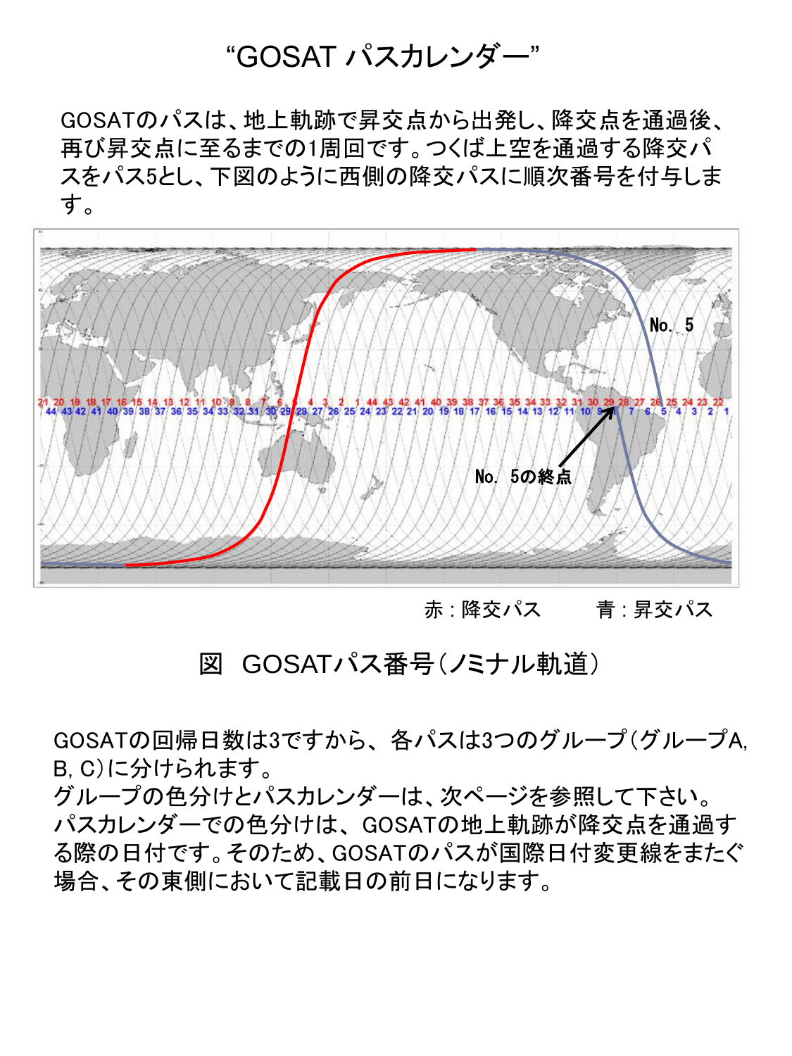# “GOSAT パスカレンダー”

GOSATのパスは、地上軌跡で昇交点から出発し、降交点を通過後、再び昇交点に至るまでの1周回です。つくば上空を通過する降交パスをパス5とし、下図のように西側の降交パスに順次番号を付与します。

赤：降交パス　　青：昇交パス

図　GOSATパス番号（ノミナル軌道）

GOSATの回帰日数は3ですから、各パスは3つのグループ（グループA, B, C）に分けられます。
グループの色分けとパスカレンダーは、次ページを参照して下さい。
パスカレンダーでの色分けは、GOSATの地上軌跡が降交点を通過する際の日付です。そのため、GOSATのパスが国際日付変更線をまたぐ場合、その東側において記載日の前日になります。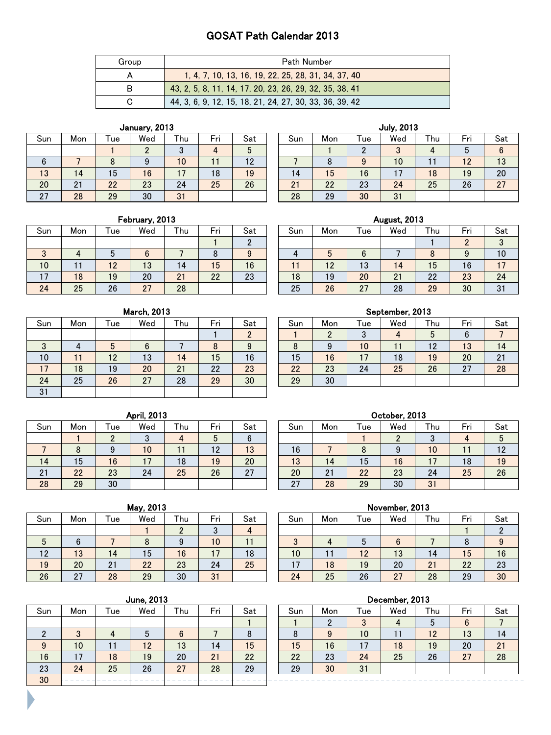# GOSAT Path Calendar 2013

| Group | Path Number |
|---|---|
| A | 1, 4, 7, 10, 13, 16, 19, 22, 25, 28, 31, 34, 37, 40 |
| B | 43, 2, 5, 8, 11, 14, 17, 20, 23, 26, 29, 32, 35, 38, 41 |
| C | 44, 3, 6, 9, 12, 15, 18, 21, 24, 27, 30, 33, 36, 39, 42 |

### January, 2013

| Sun | Mon | Tue | Wed | Thu | Fri | Sat |
|---|---|---|---|---|---|---|
| | | 1 | 2 | 3 | 4 | 5 |
| 6 | 7 | 8 | 9 | 10 | 11 | 12 |
| 13 | 14 | 15 | 16 | 17 | 18 | 19 |
| 20 | 21 | 22 | 23 | 24 | 25 | 26 |
| 27 | 28 | 29 | 30 | 31 | | |

### February, 2013

| Sun | Mon | Tue | Wed | Thu | Fri | Sat |
|---|---|---|---|---|---|---|
| | | | | | 1 | 2 |
| 3 | 4 | 5 | 6 | 7 | 8 | 9 |
| 10 | 11 | 12 | 13 | 14 | 15 | 16 |
| 17 | 18 | 19 | 20 | 21 | 22 | 23 |
| 24 | 25 | 26 | 27 | 28 | | |

### March, 2013

| Sun | Mon | Tue | Wed | Thu | Fri | Sat |
|---|---|---|---|---|---|---|
| | | | | | 1 | 2 |
| 3 | 4 | 5 | 6 | 7 | 8 | 9 |
| 10 | 11 | 12 | 13 | 14 | 15 | 16 |
| 17 | 18 | 19 | 20 | 21 | 22 | 23 |
| 24 | 25 | 26 | 27 | 28 | 29 | 30 |
| 31 | | | | | | |

### April, 2013

| Sun | Mon | Tue | Wed | Thu | Fri | Sat |
|---|---|---|---|---|---|---|
| | 1 | 2 | 3 | 4 | 5 | 6 |
| 7 | 8 | 9 | 10 | 11 | 12 | 13 |
| 14 | 15 | 16 | 17 | 18 | 19 | 20 |
| 21 | 22 | 23 | 24 | 25 | 26 | 27 |
| 28 | 29 | 30 | | | | |

### May, 2013

| Sun | Mon | Tue | Wed | Thu | Fri | Sat |
|---|---|---|---|---|---|---|
| | | | 1 | 2 | 3 | 4 |
| 5 | 6 | 7 | 8 | 9 | 10 | 11 |
| 12 | 13 | 14 | 15 | 16 | 17 | 18 |
| 19 | 20 | 21 | 22 | 23 | 24 | 25 |
| 26 | 27 | 28 | 29 | 30 | 31 | |

### June, 2013

| Sun | Mon | Tue | Wed | Thu | Fri | Sat |
|---|---|---|---|---|---|---|
| | | | | | | 1 |
| 2 | 3 | 4 | 5 | 6 | 7 | 8 |
| 9 | 10 | 11 | 12 | 13 | 14 | 15 |
| 16 | 17 | 18 | 19 | 20 | 21 | 22 |
| 23 | 24 | 25 | 26 | 27 | 28 | 29 |
| 30 | | | | | | |

### July, 2013

| Sun | Mon | Tue | Wed | Thu | Fri | Sat |
|---|---|---|---|---|---|---|
| | 1 | 2 | 3 | 4 | 5 | 6 |
| 7 | 8 | 9 | 10 | 11 | 12 | 13 |
| 14 | 15 | 16 | 17 | 18 | 19 | 20 |
| 21 | 22 | 23 | 24 | 25 | 26 | 27 |
| 28 | 29 | 30 | 31 | | | |

### August, 2013

| Sun | Mon | Tue | Wed | Thu | Fri | Sat |
|---|---|---|---|---|---|---|
| | | | | 1 | 2 | 3 |
| 4 | 5 | 6 | 7 | 8 | 9 | 10 |
| 11 | 12 | 13 | 14 | 15 | 16 | 17 |
| 18 | 19 | 20 | 21 | 22 | 23 | 24 |
| 25 | 26 | 27 | 28 | 29 | 30 | 31 |

### September, 2013

| Sun | Mon | Tue | Wed | Thu | Fri | Sat |
|---|---|---|---|---|---|---|
| 1 | 2 | 3 | 4 | 5 | 6 | 7 |
| 8 | 9 | 10 | 11 | 12 | 13 | 14 |
| 15 | 16 | 17 | 18 | 19 | 20 | 21 |
| 22 | 23 | 24 | 25 | 26 | 27 | 28 |
| 29 | 30 | | | | | |

### October, 2013

| Sun | Mon | Tue | Wed | Thu | Fri | Sat |
|---|---|---|---|---|---|---|
| | | 1 | 2 | 3 | 4 | 5 |
| 16 | 7 | 8 | 9 | 10 | 11 | 12 |
| 13 | 14 | 15 | 16 | 17 | 18 | 19 |
| 20 | 21 | 22 | 23 | 24 | 25 | 26 |
| 27 | 28 | 29 | 30 | 31 | | |

### November, 2013

| Sun | Mon | Tue | Wed | Thu | Fri | Sat |
|---|---|---|---|---|---|---|
| | | | | | 1 | 2 |
| 3 | 4 | 5 | 6 | 7 | 8 | 9 |
| 10 | 11 | 12 | 13 | 14 | 15 | 16 |
| 17 | 18 | 19 | 20 | 21 | 22 | 23 |
| 24 | 25 | 26 | 27 | 28 | 29 | 30 |

### December, 2013

| Sun | Mon | Tue | Wed | Thu | Fri | Sat |
|---|---|---|---|---|---|---|
| 1 | 2 | 3 | 4 | 5 | 6 | 7 |
| 8 | 9 | 10 | 11 | 12 | 13 | 14 |
| 15 | 16 | 17 | 18 | 19 | 20 | 21 |
| 22 | 23 | 24 | 25 | 26 | 27 | 28 |
| 29 | 30 | 31 | | | | |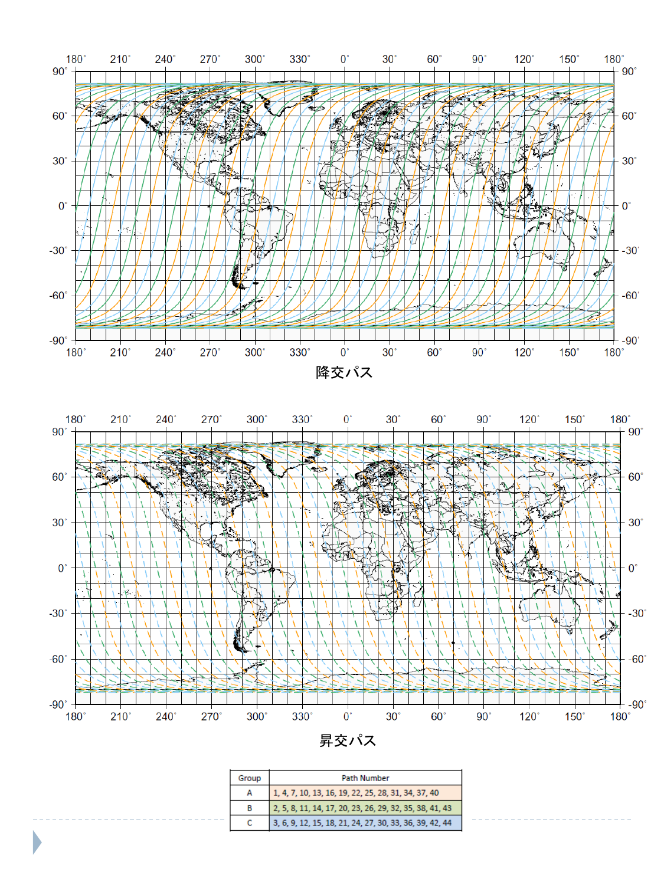180° 210° 240° 270° 300° 330° 0° 30° 60° 90° 120° 150° 180°

90° 60° 30° 0° -30° -60° -90°

降交パス

180° 210° 240° 270° 300° 330° 0° 30° 60° 90° 120° 150° 180°

90° 60° 30° 0° -30° -60° -90°

昇交パス

| Group | Path Number |
|---|---|
| A | 1, 4, 7, 10, 13, 16, 19, 22, 25, 28, 31, 34, 37, 40 |
| B | 2, 5, 8, 11, 14, 17, 20, 23, 26, 29, 32, 35, 38, 41, 43 |
| C | 3, 6, 9, 12, 15, 18, 21, 24, 27, 30, 33, 36, 39, 42, 44 |